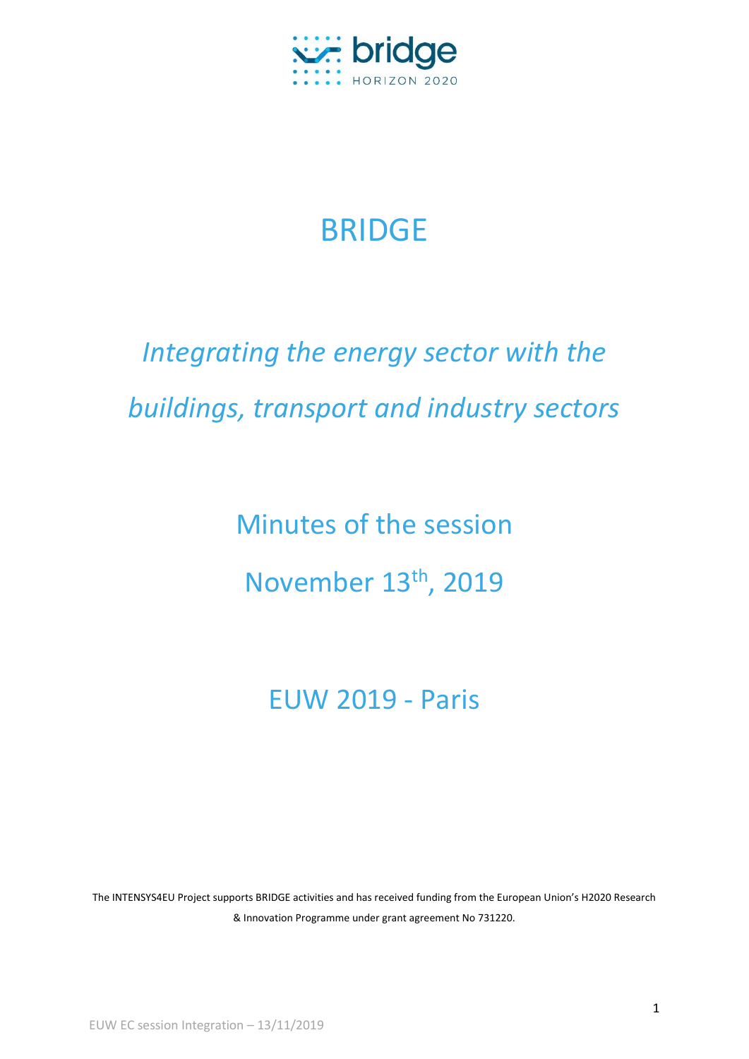# BRIDGE

*Integrating the energy sector with the buildings, transport and industry sectors*

## Minutes of the session

## November 13th, 2019

## EUW 2019 - Paris

The INTENSYS4EU Project supports BRIDGE activities and has received funding from the European Union's H2020 Research & Innovation Programme under grant agreement No 731220.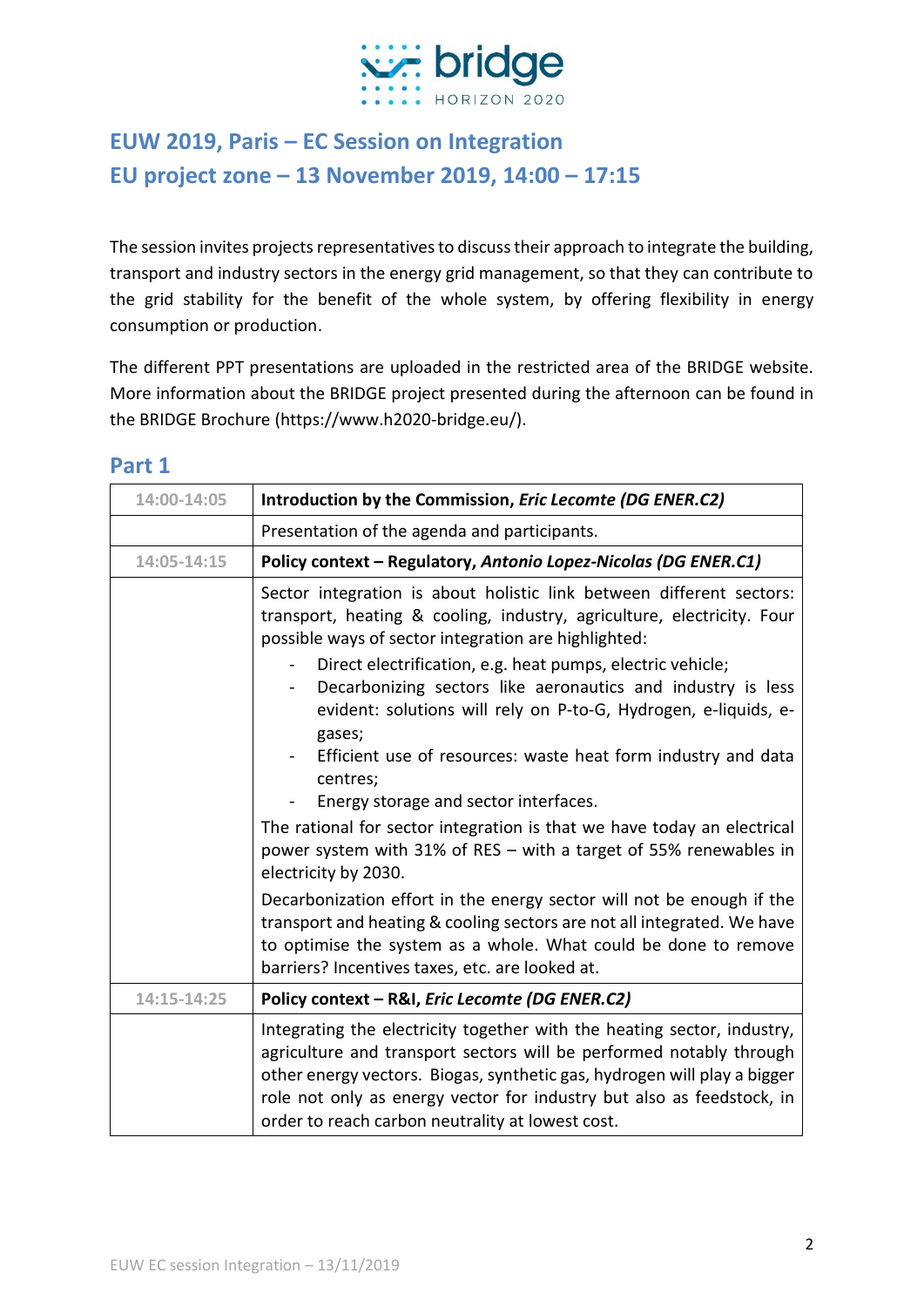# EUW 2019, Paris – EC Session on Integration

# EU project zone – 13 November 2019, 14:00 – 17:15

The session invites projects representatives to discuss their approach to integrate the building, transport and industry sectors in the energy grid management, so that they can contribute to the grid stability for the benefit of the whole system, by offering flexibility in energy consumption or production.

The different PPT presentations are uploaded in the restricted area of the BRIDGE website. More information about the BRIDGE project presented during the afternoon can be found in the BRIDGE Brochure (https://www.h2020-bridge.eu/).

## Part 1

| 14:00-14:05 | **Introduction by the Commission, *Eric Lecomte (DG ENER.C2)*** |
|---|---|
| | Presentation of the agenda and participants. |
| 14:05-14:15 | **Policy context – Regulatory, *Antonio Lopez-Nicolas (DG ENER.C1)*** |
| | Sector integration is about holistic link between different sectors: transport, heating & cooling, industry, agriculture, electricity. Four possible ways of sector integration are highlighted:<br>- Direct electrification, e.g. heat pumps, electric vehicle;<br>- Decarbonizing sectors like aeronautics and industry is less evident: solutions will rely on P-to-G, Hydrogen, e-liquids, e-gases;<br>- Efficient use of resources: waste heat form industry and data centres;<br>- Energy storage and sector interfaces.<br>The rational for sector integration is that we have today an electrical power system with 31% of RES – with a target of 55% renewables in electricity by 2030.<br>Decarbonization effort in the energy sector will not be enough if the transport and heating & cooling sectors are not all integrated. We have to optimise the system as a whole. What could be done to remove barriers? Incentives taxes, etc. are looked at. |
| 14:15-14:25 | **Policy context – R&I, *Eric Lecomte (DG ENER.C2)*** |
| | Integrating the electricity together with the heating sector, industry, agriculture and transport sectors will be performed notably through other energy vectors. Biogas, synthetic gas, hydrogen will play a bigger role not only as energy vector for industry but also as feedstock, in order to reach carbon neutrality at lowest cost. |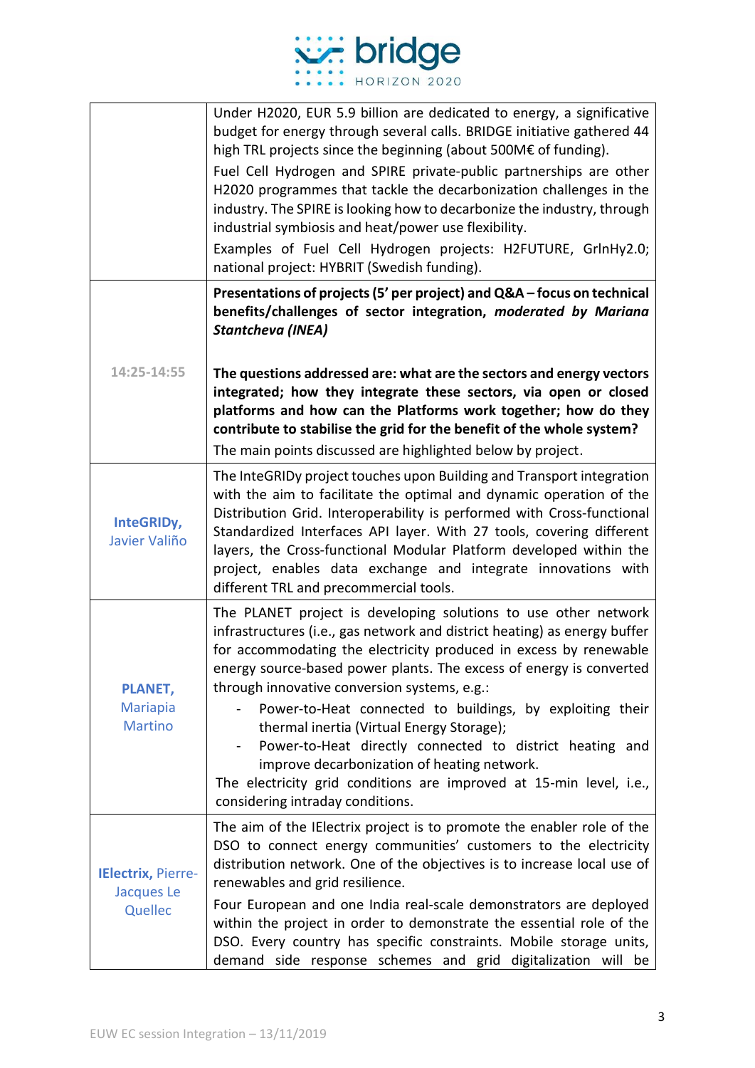| | |
|---|---|
| | Under H2020, EUR 5.9 billion are dedicated to energy, a significative budget for energy through several calls. BRIDGE initiative gathered 44 high TRL projects since the beginning (about 500M€ of funding).<br>Fuel Cell Hydrogen and SPIRE private-public partnerships are other H2020 programmes that tackle the decarbonization challenges in the industry. The SPIRE is looking how to decarbonize the industry, through industrial symbiosis and heat/power use flexibility.<br>Examples of Fuel Cell Hydrogen projects: H2FUTURE, GrlnHy2.0; national project: HYBRIT (Swedish funding). |
| 14:25-14:55 | **Presentations of projects (5' per project) and Q&A – focus on technical benefits/challenges of sector integration, *moderated by Mariana Stantcheva (INEA)***<br><br>**The questions addressed are: what are the sectors and energy vectors integrated; how they integrate these sectors, via open or closed platforms and how can the Platforms work together; how do they contribute to stabilise the grid for the benefit of the whole system?**<br>The main points discussed are highlighted below by project. |
| **InteGRIDy,** Javier Valiño | The InteGRIDy project touches upon Building and Transport integration with the aim to facilitate the optimal and dynamic operation of the Distribution Grid. Interoperability is performed with Cross-functional Standardized Interfaces API layer. With 27 tools, covering different layers, the Cross-functional Modular Platform developed within the project, enables data exchange and integrate innovations with different TRL and precommercial tools. |
| **PLANET,** Mariapia Martino | The PLANET project is developing solutions to use other network infrastructures (i.e., gas network and district heating) as energy buffer for accommodating the electricity produced in excess by renewable energy source-based power plants. The excess of energy is converted through innovative conversion systems, e.g.:<br>- Power-to-Heat connected to buildings, by exploiting their thermal inertia (Virtual Energy Storage);<br>- Power-to-Heat directly connected to district heating and improve decarbonization of heating network.<br>The electricity grid conditions are improved at 15-min level, i.e., considering intraday conditions. |
| **IElectrix,** Pierre-Jacques Le Quellec | The aim of the IElectrix project is to promote the enabler role of the DSO to connect energy communities' customers to the electricity distribution network. One of the objectives is to increase local use of renewables and grid resilience.<br>Four European and one India real-scale demonstrators are deployed within the project in order to demonstrate the essential role of the DSO. Every country has specific constraints. Mobile storage units, demand side response schemes and grid digitalization will be |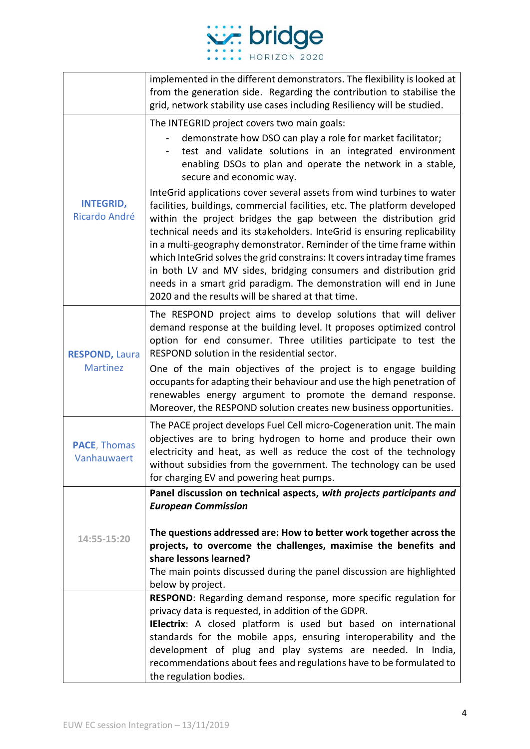| | |
|---|---|
| | implemented in the different demonstrators. The flexibility is looked at from the generation side. Regarding the contribution to stabilise the grid, network stability use cases including Resiliency will be studied. |
| **INTEGRID**, Ricardo André | The INTEGRID project covers two main goals:<br>- demonstrate how DSO can play a role for market facilitator;<br>- test and validate solutions in an integrated environment enabling DSOs to plan and operate the network in a stable, secure and economic way.<br>InteGrid applications cover several assets from wind turbines to water facilities, buildings, commercial facilities, etc. The platform developed within the project bridges the gap between the distribution grid technical needs and its stakeholders. InteGrid is ensuring replicability in a multi-geography demonstrator. Reminder of the time frame within which InteGrid solves the grid constrains: It covers intraday time frames in both LV and MV sides, bridging consumers and distribution grid needs in a smart grid paradigm. The demonstration will end in June 2020 and the results will be shared at that time. |
| **RESPOND**, Laura Martinez | The RESPOND project aims to develop solutions that will deliver demand response at the building level. It proposes optimized control option for end consumer. Three utilities participate to test the RESPOND solution in the residential sector.<br>One of the main objectives of the project is to engage building occupants for adapting their behaviour and use the high penetration of renewables energy argument to promote the demand response. Moreover, the RESPOND solution creates new business opportunities. |
| **PACE**, Thomas Vanhauwaert | The PACE project develops Fuel Cell micro-Cogeneration unit. The main objectives are to bring hydrogen to home and produce their own electricity and heat, as well as reduce the cost of the technology without subsidies from the government. The technology can be used for charging EV and powering heat pumps. |
| 14:55-15:20 | **Panel discussion on technical aspects, *with projects participants and European Commission***<br><br>**The questions addressed are: How to better work together across the projects, to overcome the challenges, maximise the benefits and share lessons learned?**<br>The main points discussed during the panel discussion are highlighted below by project. |
| | **RESPOND**: Regarding demand response, more specific regulation for privacy data is requested, in addition of the GDPR.<br>**IElectrix**: A closed platform is used but based on international standards for the mobile apps, ensuring interoperability and the development of plug and play systems are needed. In India, recommendations about fees and regulations have to be formulated to the regulation bodies. |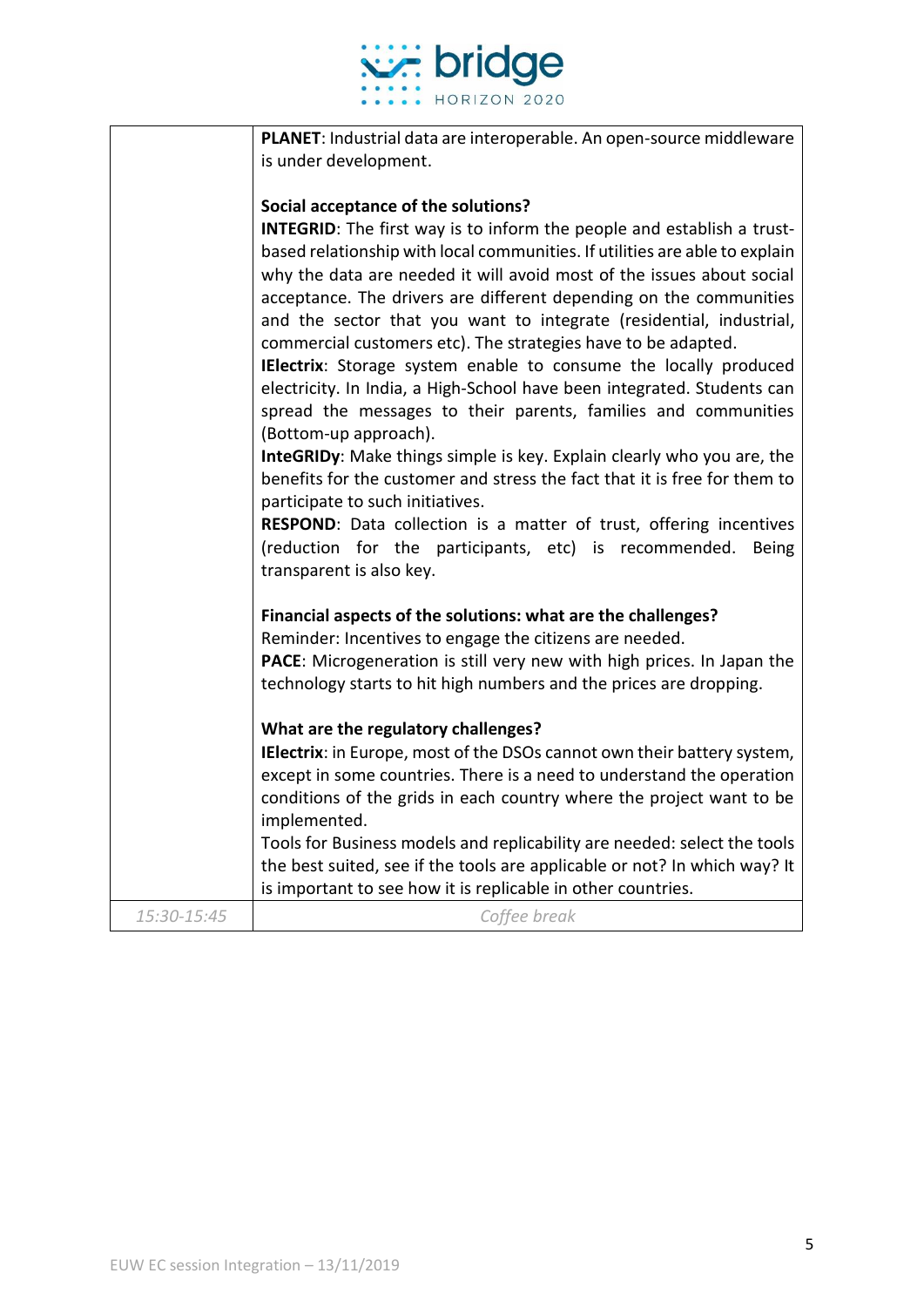| | |
|---|---|
| | **PLANET**: Industrial data are interoperable. An open-source middleware is under development.<br><br>**Social acceptance of the solutions?**<br>**INTEGRID**: The first way is to inform the people and establish a trust-based relationship with local communities. If utilities are able to explain why the data are needed it will avoid most of the issues about social acceptance. The drivers are different depending on the communities and the sector that you want to integrate (residential, industrial, commercial customers etc). The strategies have to be adapted.<br>**IElectrix**: Storage system enable to consume the locally produced electricity. In India, a High-School have been integrated. Students can spread the messages to their parents, families and communities (Bottom-up approach).<br>**InteGRIDy**: Make things simple is key. Explain clearly who you are, the benefits for the customer and stress the fact that it is free for them to participate to such initiatives.<br>**RESPOND**: Data collection is a matter of trust, offering incentives (reduction for the participants, etc) is recommended. Being transparent is also key.<br><br>**Financial aspects of the solutions: what are the challenges?**<br>Reminder: Incentives to engage the citizens are needed.<br>**PACE**: Microgeneration is still very new with high prices. In Japan the technology starts to hit high numbers and the prices are dropping.<br><br>**What are the regulatory challenges?**<br>**IElectrix**: in Europe, most of the DSOs cannot own their battery system, except in some countries. There is a need to understand the operation conditions of the grids in each country where the project want to be implemented.<br>Tools for Business models and replicability are needed: select the tools the best suited, see if the tools are applicable or not? In which way? It is important to see how it is replicable in other countries. |
| *15:30-15:45* | *Coffee break* |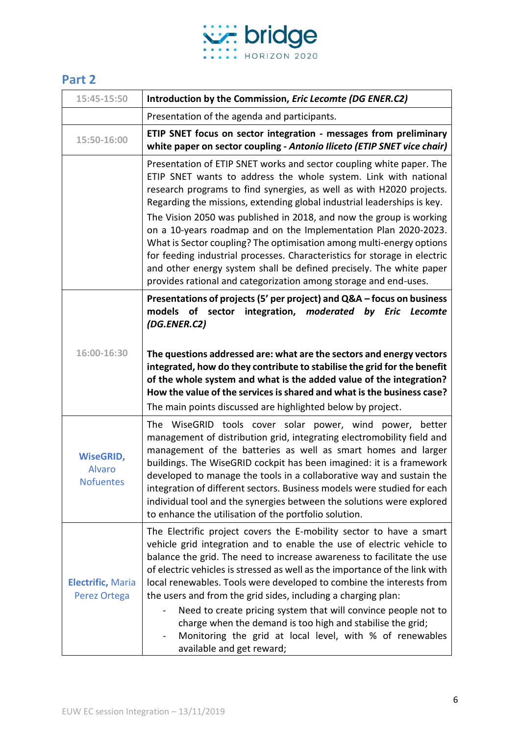## Part 2

| | |
|---|---|
| 15:45-15:50 | **Introduction by the Commission, *Eric Lecomte (DG ENER.C2)*** |
| | Presentation of the agenda and participants. |
| 15:50-16:00 | **ETIP SNET focus on sector integration - messages from preliminary white paper on sector coupling - *Antonio Iliceto (ETIP SNET vice chair)*** |
| | Presentation of ETIP SNET works and sector coupling white paper. The ETIP SNET wants to address the whole system. Link with national research programs to find synergies, as well as with H2020 projects. Regarding the missions, extending global industrial leaderships is key.<br>The Vision 2050 was published in 2018, and now the group is working on a 10-years roadmap and on the Implementation Plan 2020-2023. What is Sector coupling? The optimisation among multi-energy options for feeding industrial processes. Characteristics for storage in electric and other energy system shall be defined precisely. The white paper provides rational and categorization among storage and end-uses. |
| 16:00-16:30 | **Presentations of projects (5' per project) and Q&A – focus on business models of sector integration, *moderated by Eric Lecomte (DG.ENER.C2)***<br><br>**The questions addressed are: what are the sectors and energy vectors integrated, how do they contribute to stabilise the grid for the benefit of the whole system and what is the added value of the integration? How the value of the services is shared and what is the business case?**<br>The main points discussed are highlighted below by project. |
| **WiseGRID,** Alvaro Nofuentes | The WiseGRID tools cover solar power, wind power, better management of distribution grid, integrating electromobility field and management of the batteries as well as smart homes and larger buildings. The WiseGRID cockpit has been imagined: it is a framework developed to manage the tools in a collaborative way and sustain the integration of different sectors. Business models were studied for each individual tool and the synergies between the solutions were explored to enhance the utilisation of the portfolio solution. |
| **Electrific,** Maria Perez Ortega | The Electrific project covers the E-mobility sector to have a smart vehicle grid integration and to enable the use of electric vehicle to balance the grid. The need to increase awareness to facilitate the use of electric vehicles is stressed as well as the importance of the link with local renewables. Tools were developed to combine the interests from the users and from the grid sides, including a charging plan:<br>- Need to create pricing system that will convince people not to charge when the demand is too high and stabilise the grid;<br>- Monitoring the grid at local level, with % of renewables available and get reward; |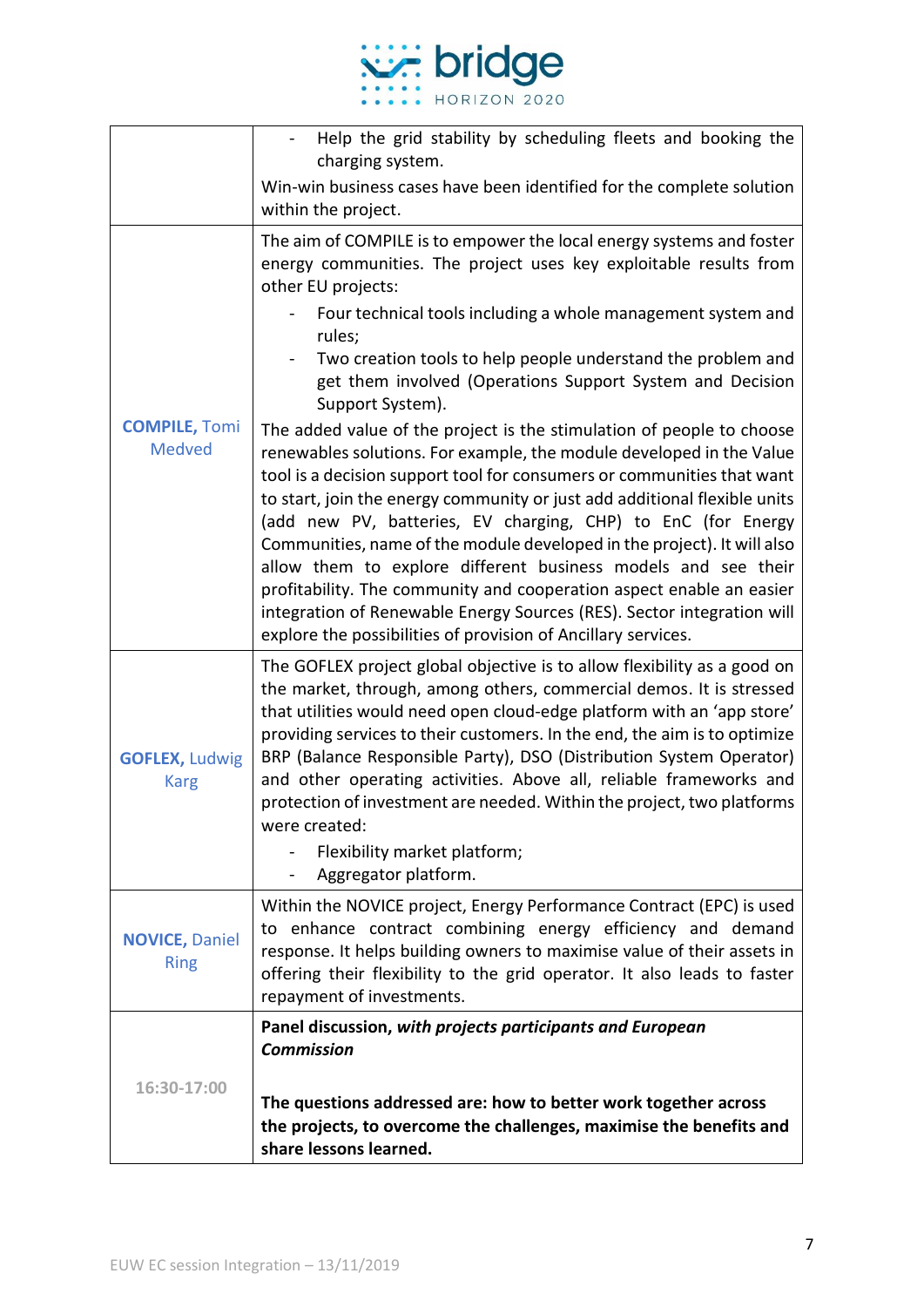| | |
|---|---|
| | - Help the grid stability by scheduling fleets and booking the charging system.<br>Win-win business cases have been identified for the complete solution within the project. |
| **COMPILE,** Tomi Medved | The aim of COMPILE is to empower the local energy systems and foster energy communities. The project uses key exploitable results from other EU projects:<br>- Four technical tools including a whole management system and rules;<br>- Two creation tools to help people understand the problem and get them involved (Operations Support System and Decision Support System).<br>The added value of the project is the stimulation of people to choose renewables solutions. For example, the module developed in the Value tool is a decision support tool for consumers or communities that want to start, join the energy community or just add additional flexible units (add new PV, batteries, EV charging, CHP) to EnC (for Energy Communities, name of the module developed in the project). It will also allow them to explore different business models and see their profitability. The community and cooperation aspect enable an easier integration of Renewable Energy Sources (RES). Sector integration will explore the possibilities of provision of Ancillary services. |
| **GOFLEX,** Ludwig Karg | The GOFLEX project global objective is to allow flexibility as a good on the market, through, among others, commercial demos. It is stressed that utilities would need open cloud-edge platform with an 'app store' providing services to their customers. In the end, the aim is to optimize BRP (Balance Responsible Party), DSO (Distribution System Operator) and other operating activities. Above all, reliable frameworks and protection of investment are needed. Within the project, two platforms were created:<br>- Flexibility market platform;<br>- Aggregator platform. |
| **NOVICE,** Daniel Ring | Within the NOVICE project, Energy Performance Contract (EPC) is used to enhance contract combining energy efficiency and demand response. It helps building owners to maximise value of their assets in offering their flexibility to the grid operator. It also leads to faster repayment of investments. |
| 16:30-17:00 | **Panel discussion,** ***with projects participants and European Commission***<br><br>**The questions addressed are: how to better work together across the projects, to overcome the challenges, maximise the benefits and share lessons learned.** |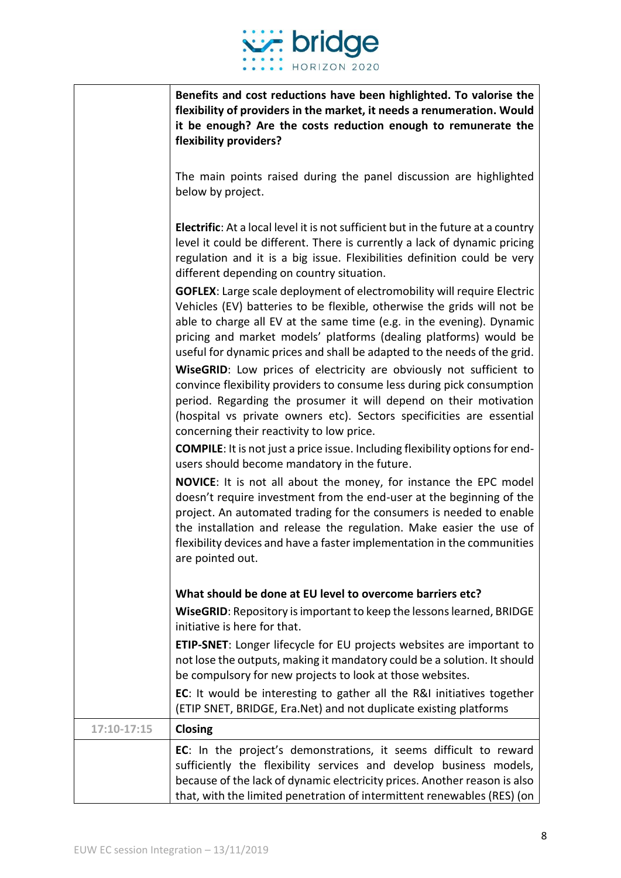| | |
|---|---|
| | **Benefits and cost reductions have been highlighted. To valorise the flexibility of providers in the market, it needs a renumeration. Would it be enough? Are the costs reduction enough to remunerate the flexibility providers?**<br><br>The main points raised during the panel discussion are highlighted below by project.<br><br>**Electrific**: At a local level it is not sufficient but in the future at a country level it could be different. There is currently a lack of dynamic pricing regulation and it is a big issue. Flexibilities definition could be very different depending on country situation.<br>**GOFLEX**: Large scale deployment of electromobility will require Electric Vehicles (EV) batteries to be flexible, otherwise the grids will not be able to charge all EV at the same time (e.g. in the evening). Dynamic pricing and market models' platforms (dealing platforms) would be useful for dynamic prices and shall be adapted to the needs of the grid.<br>**WiseGRID**: Low prices of electricity are obviously not sufficient to convince flexibility providers to consume less during pick consumption period. Regarding the prosumer it will depend on their motivation (hospital vs private owners etc). Sectors specificities are essential concerning their reactivity to low price.<br>**COMPILE**: It is not just a price issue. Including flexibility options for end-users should become mandatory in the future.<br>**NOVICE**: It is not all about the money, for instance the EPC model doesn't require investment from the end-user at the beginning of the project. An automated trading for the consumers is needed to enable the installation and release the regulation. Make easier the use of flexibility devices and have a faster implementation in the communities are pointed out.<br><br>**What should be done at EU level to overcome barriers etc?**<br>**WiseGRID**: Repository is important to keep the lessons learned, BRIDGE initiative is here for that.<br>**ETIP-SNET**: Longer lifecycle for EU projects websites are important to not lose the outputs, making it mandatory could be a solution. It should be compulsory for new projects to look at those websites.<br>**EC**: It would be interesting to gather all the R&I initiatives together (ETIP SNET, BRIDGE, Era.Net) and not duplicate existing platforms |
| 17:10-17:15 | **Closing** |
| | **EC**: In the project's demonstrations, it seems difficult to reward sufficiently the flexibility services and develop business models, because of the lack of dynamic electricity prices. Another reason is also that, with the limited penetration of intermittent renewables (RES) (on |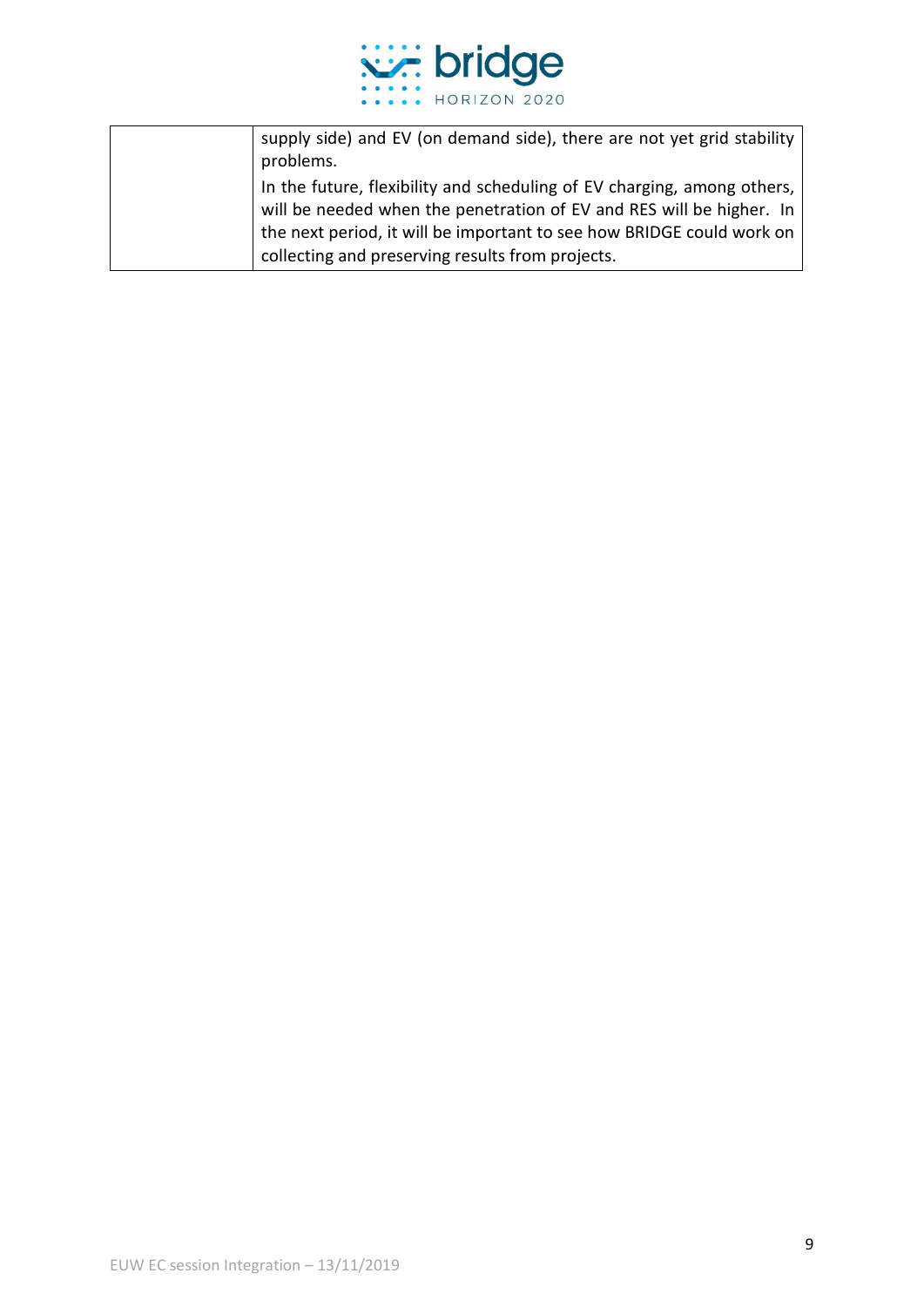| | |
|---|---|
| | supply side) and EV (on demand side), there are not yet grid stability problems.<br>In the future, flexibility and scheduling of EV charging, among others, will be needed when the penetration of EV and RES will be higher. In the next period, it will be important to see how BRIDGE could work on collecting and preserving results from projects. |